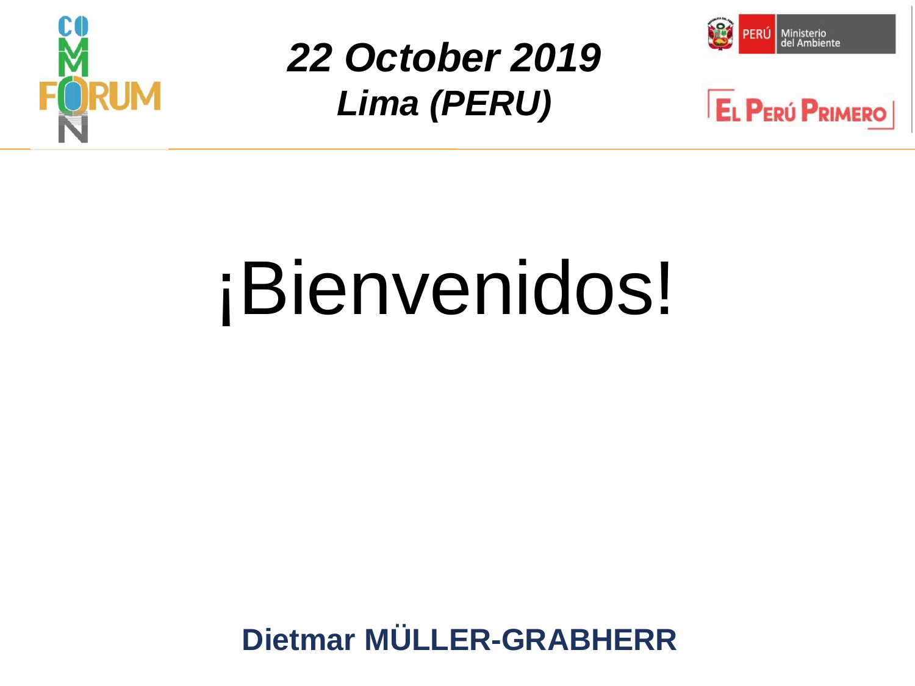***22 October 2019***

***Lima (PERU)***

# ¡Bienvenidos!

**Dietmar MÜLLER-GRABHERR**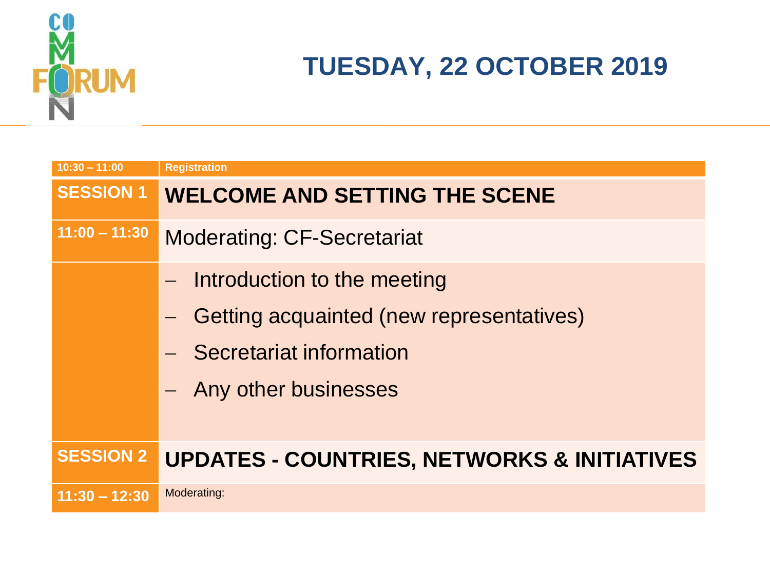# TUESDAY, 22 OCTOBER 2019

| 10:30 – 11:00 | Registration |
|---|---|
| **SESSION 1** | **WELCOME AND SETTING THE SCENE** |
| 11:00 – 11:30 | Moderating: CF-Secretariat |
| | – Introduction to the meeting<br>– Getting acquainted (new representatives)<br>– Secretariat information<br>– Any other businesses |
| **SESSION 2** | **UPDATES - COUNTRIES, NETWORKS & INITIATIVES** |
| 11:30 – 12:30 | Moderating: |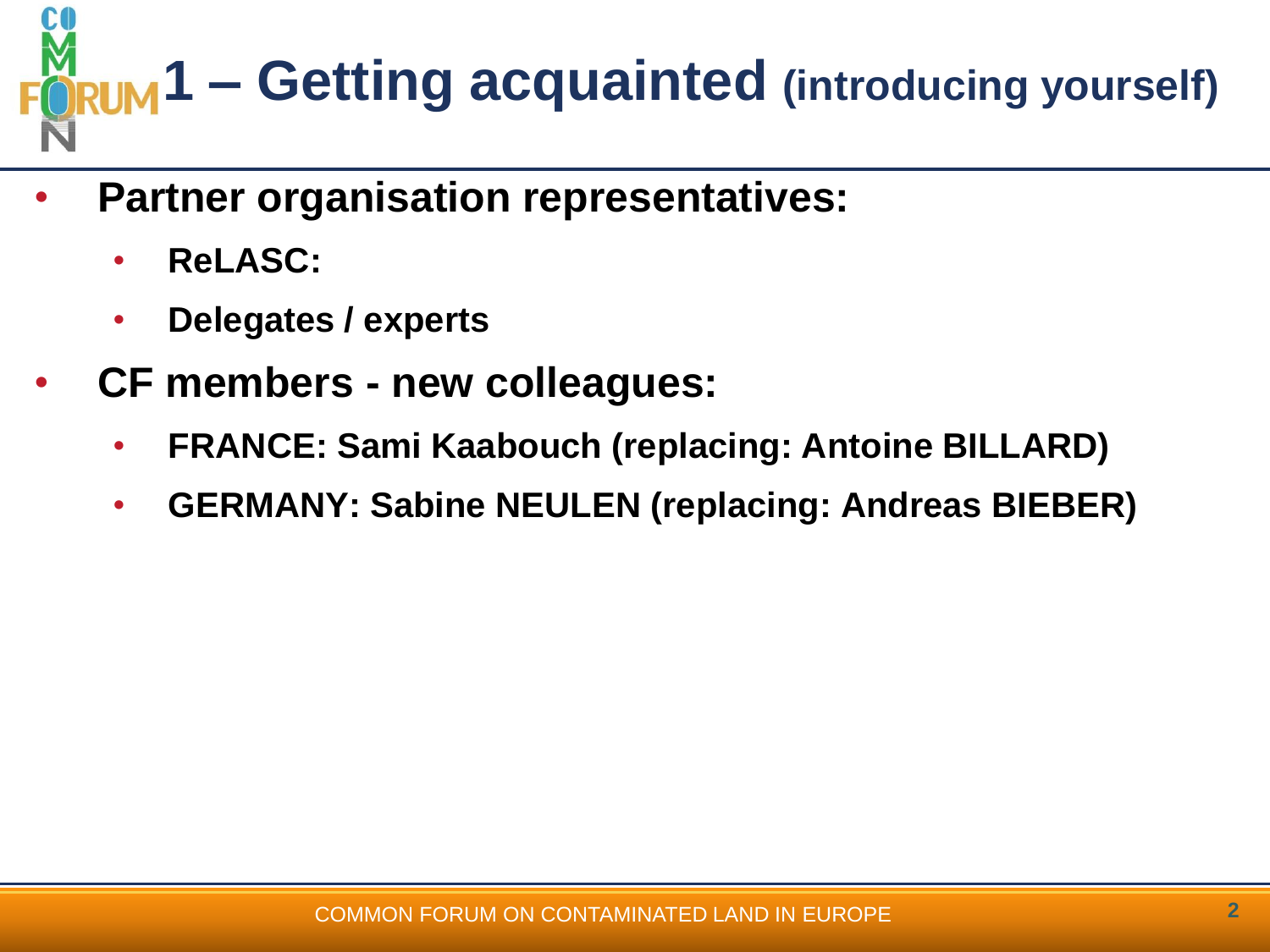# 1 – Getting acquainted (introducing yourself)

- **Partner organisation representatives:**
  - **ReLASC:**
  - **Delegates / experts**
- **CF members - new colleagues:**
  - **FRANCE: Sami Kaabouch (replacing: Antoine BILLARD)**
  - **GERMANY: Sabine NEULEN (replacing: Andreas BIEBER)**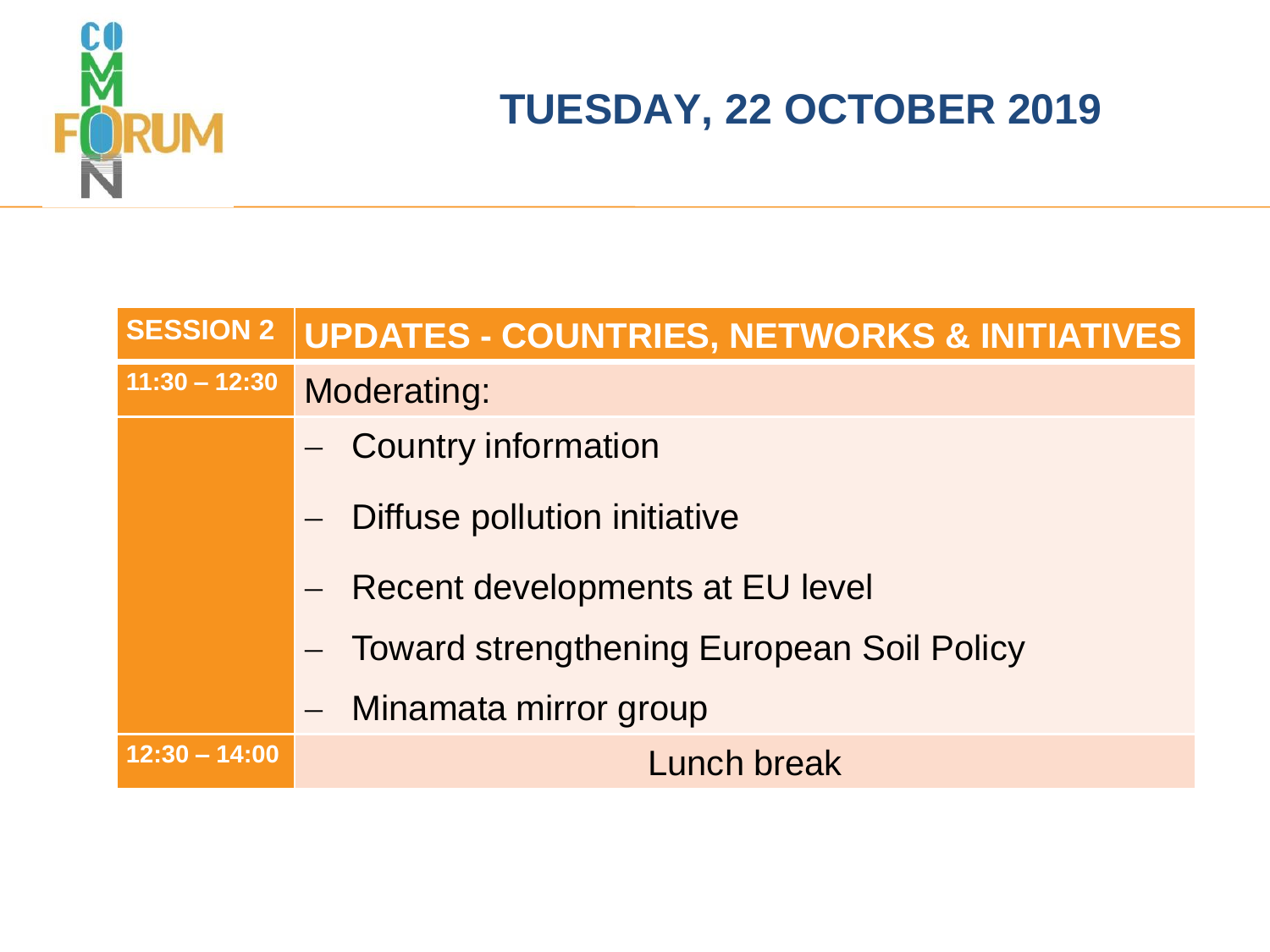# TUESDAY, 22 OCTOBER 2019

| SESSION 2 | UPDATES - COUNTRIES, NETWORKS & INITIATIVES |
|---|---|
| 11:30 – 12:30 | Moderating: |
| | – Country information<br>– Diffuse pollution initiative<br>– Recent developments at EU level<br>– Toward strengthening European Soil Policy<br>– Minamata mirror group |
| 12:30 – 14:00 | Lunch break |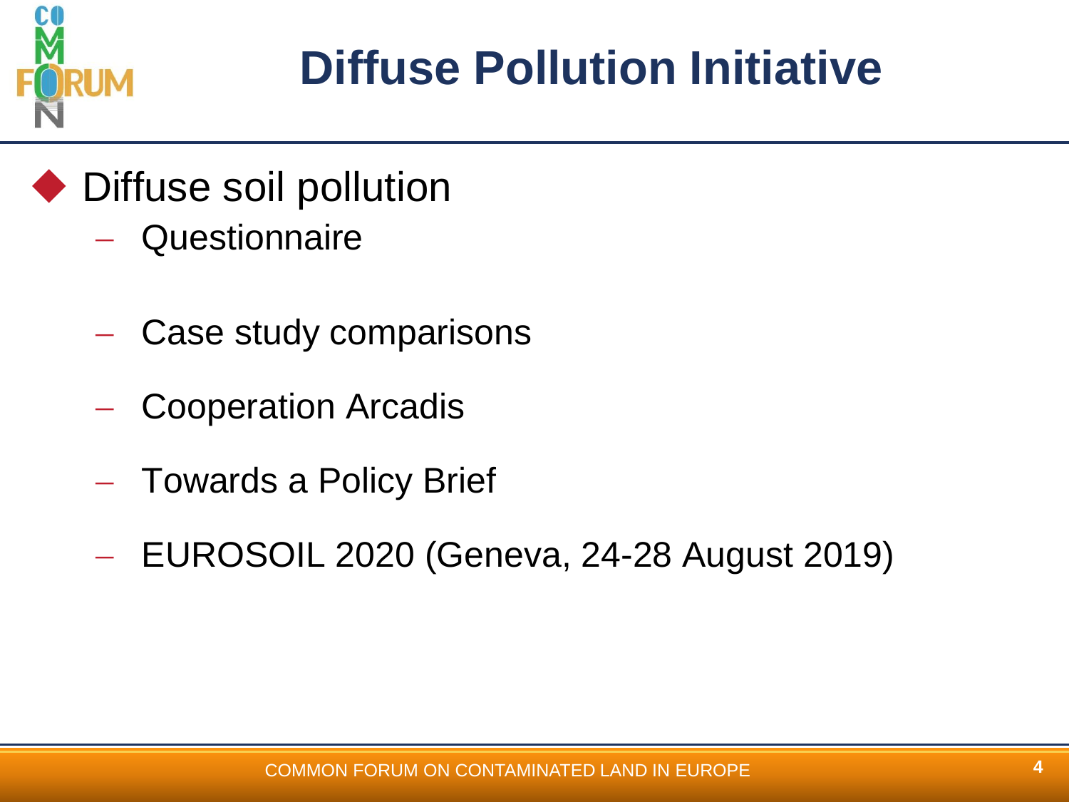# Diffuse Pollution Initiative

- Diffuse soil pollution
  - Questionnaire
  - Case study comparisons
  - Cooperation Arcadis
  - Towards a Policy Brief
  - EUROSOIL 2020 (Geneva, 24-28 August 2019)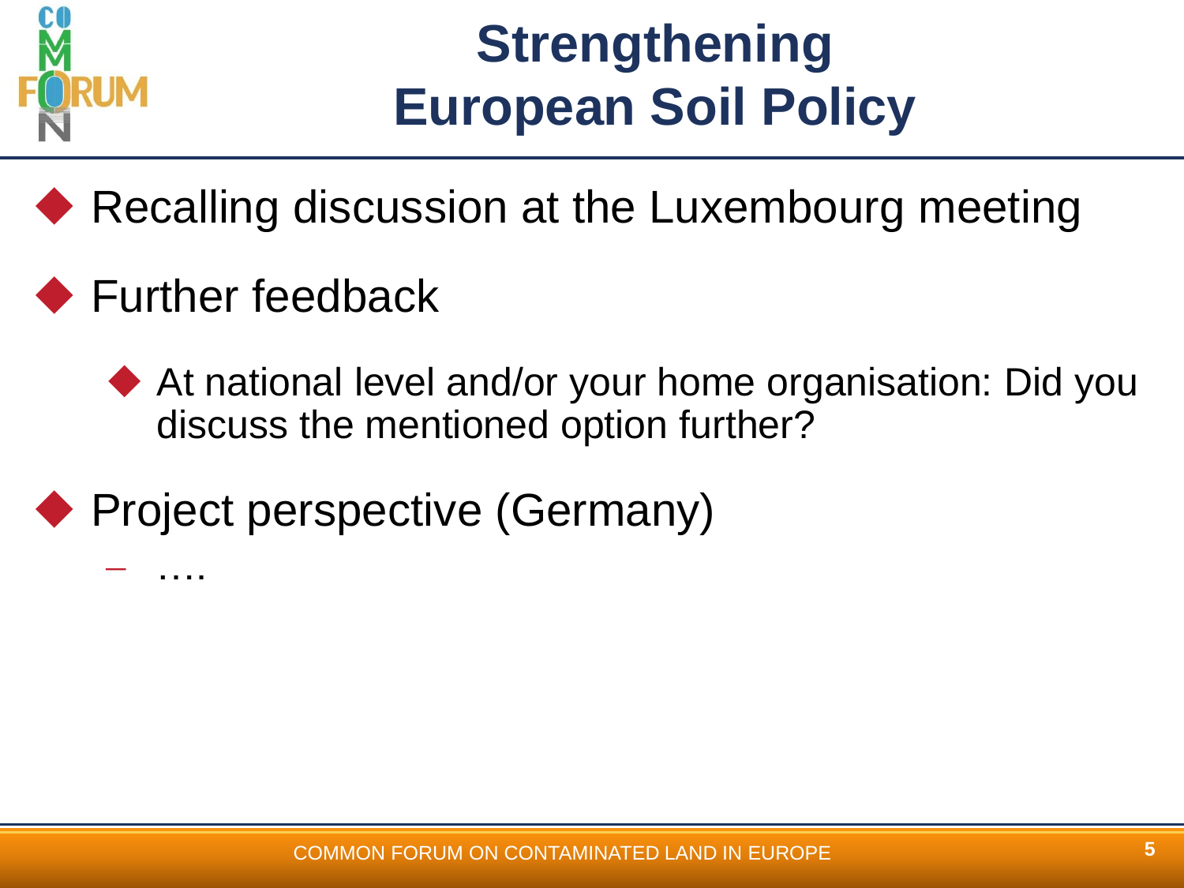# Strengthening European Soil Policy

- Recalling discussion at the Luxembourg meeting
- Further feedback
  - At national level and/or your home organisation: Did you discuss the mentioned option further?
- Project perspective (Germany)
  - ….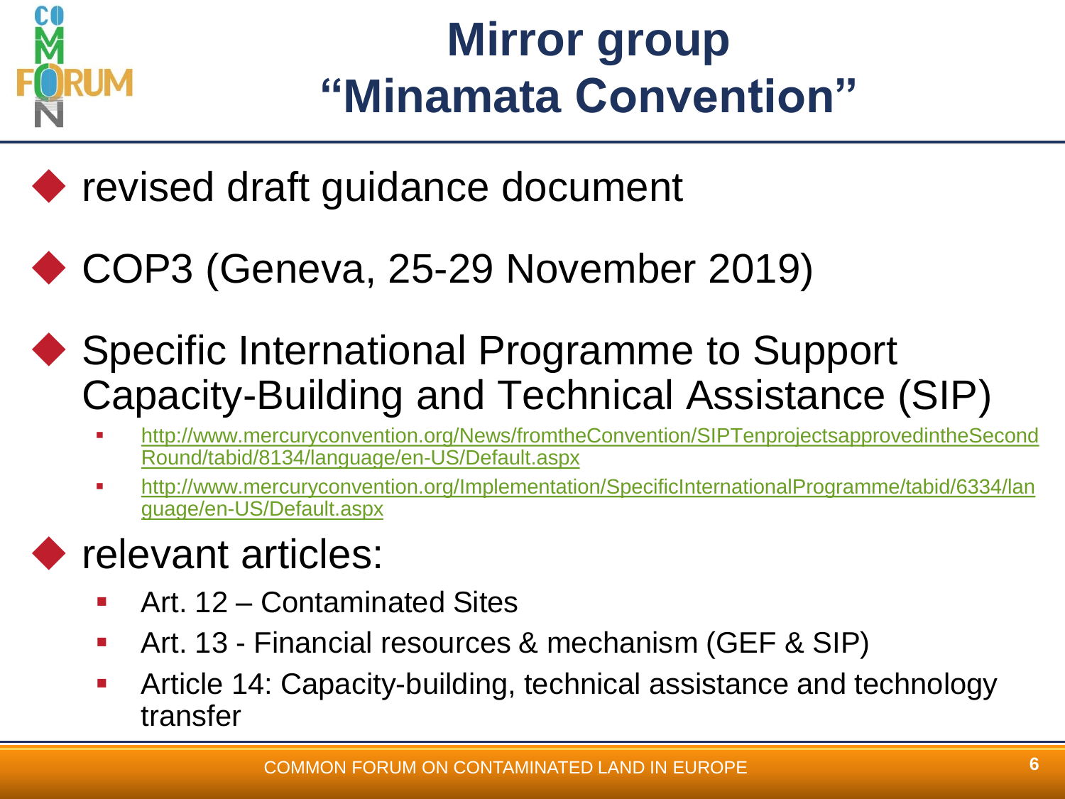# Mirror group "Minamata Convention"

- revised draft guidance document
- COP3 (Geneva, 25-29 November 2019)
- Specific International Programme to Support Capacity-Building and Technical Assistance (SIP)
  - http://www.mercuryconvention.org/News/fromtheConvention/SIPTenprojectsapprovedintheSecondRound/tabid/8134/language/en-US/Default.aspx
  - http://www.mercuryconvention.org/Implementation/SpecificInternationalProgramme/tabid/6334/language/en-US/Default.aspx
- relevant articles:
  - Art. 12 – Contaminated Sites
  - Art. 13 - Financial resources & mechanism (GEF & SIP)
  - Article 14: Capacity-building, technical assistance and technology transfer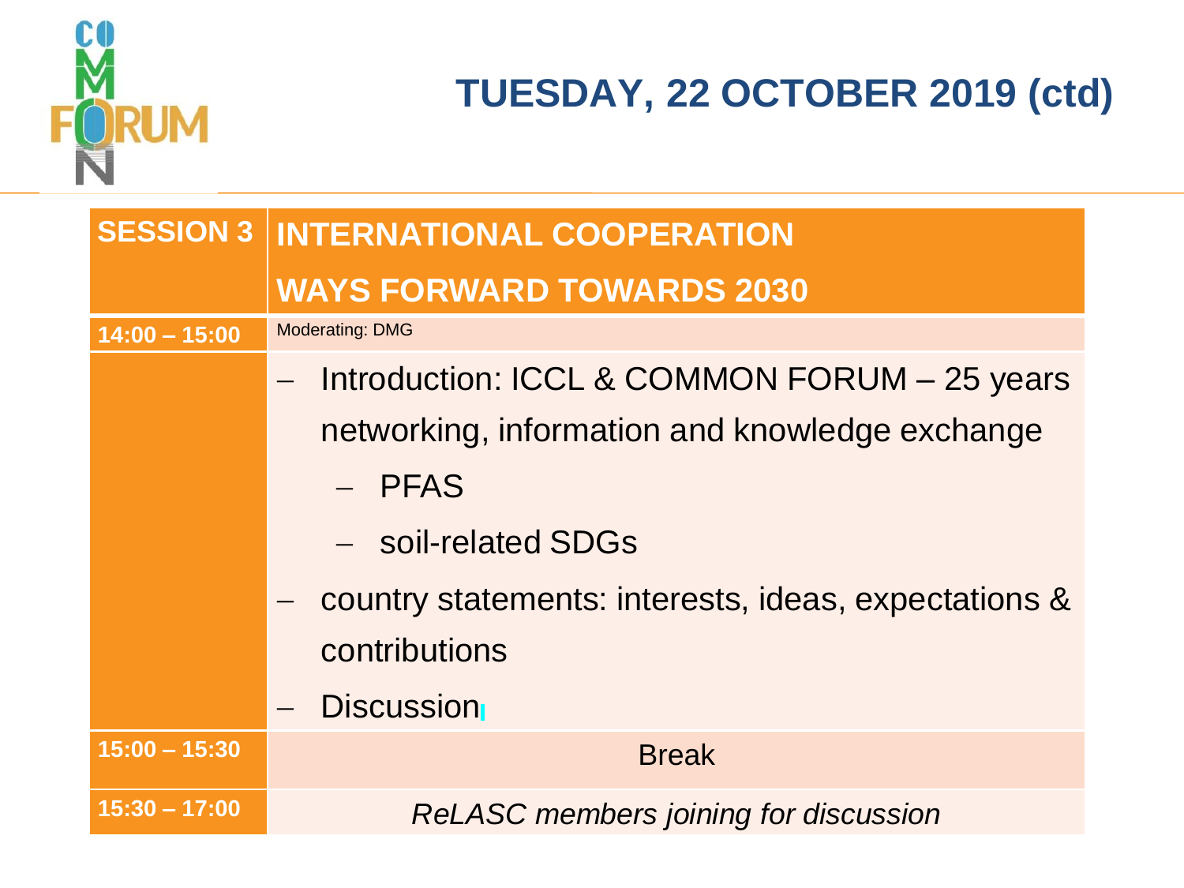# TUESDAY, 22 OCTOBER 2019 (ctd)

| SESSION 3 | INTERNATIONAL COOPERATION<br>WAYS FORWARD TOWARDS 2030 |
|---|---|
| 14:00 – 15:00 | Moderating: DMG |
| | – Introduction: ICCL & COMMON FORUM – 25 years networking, information and knowledge exchange<br>  – PFAS<br>  – soil-related SDGs<br>– country statements: interests, ideas, expectations & contributions<br>– Discussion |
| 15:00 – 15:30 | Break |
| 15:30 – 17:00 | *ReLASC members joining for discussion* |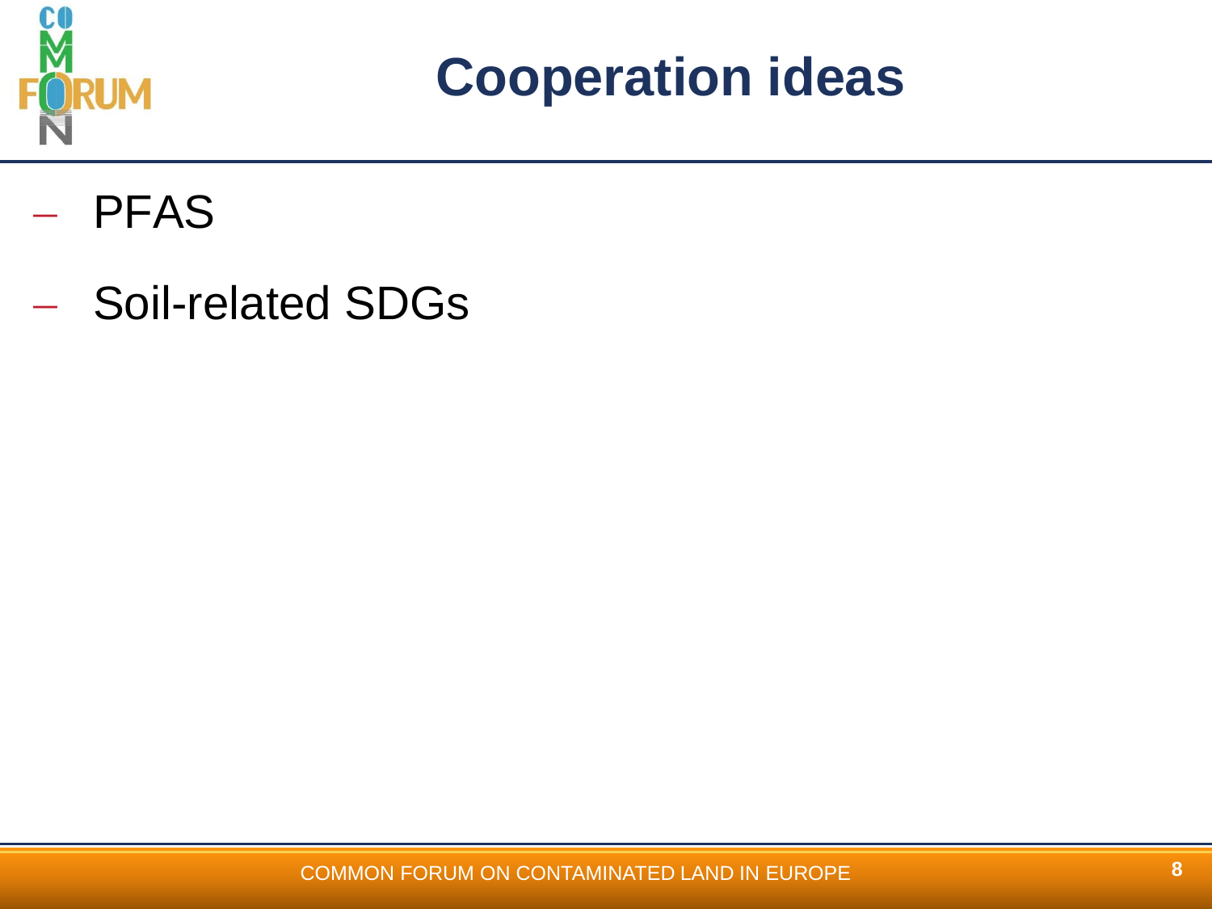# Cooperation ideas

- PFAS
- Soil-related SDGs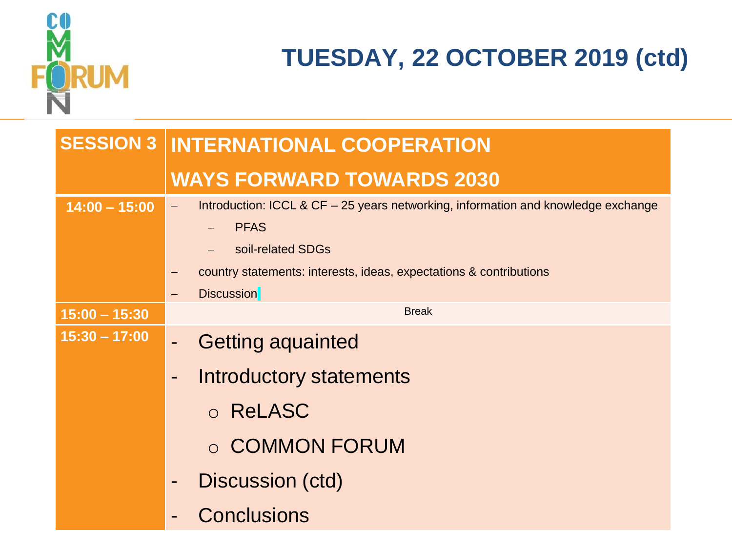# TUESDAY, 22 OCTOBER 2019 (ctd)

| SESSION 3 | INTERNATIONAL COOPERATION<br>WAYS FORWARD TOWARDS 2030 |
|---|---|
| 14:00 – 15:00 | – Introduction: ICCL & CF – 25 years networking, information and knowledge exchange<br>  – PFAS<br>  – soil-related SDGs<br>– country statements: interests, ideas, expectations & contributions<br>– Discussion |
| 15:00 – 15:30 | Break |
| 15:30 – 17:00 | - Getting aquainted<br>- Introductory statements<br>  ○ ReLASC<br>  ○ COMMON FORUM<br>- Discussion (ctd)<br>- Conclusions |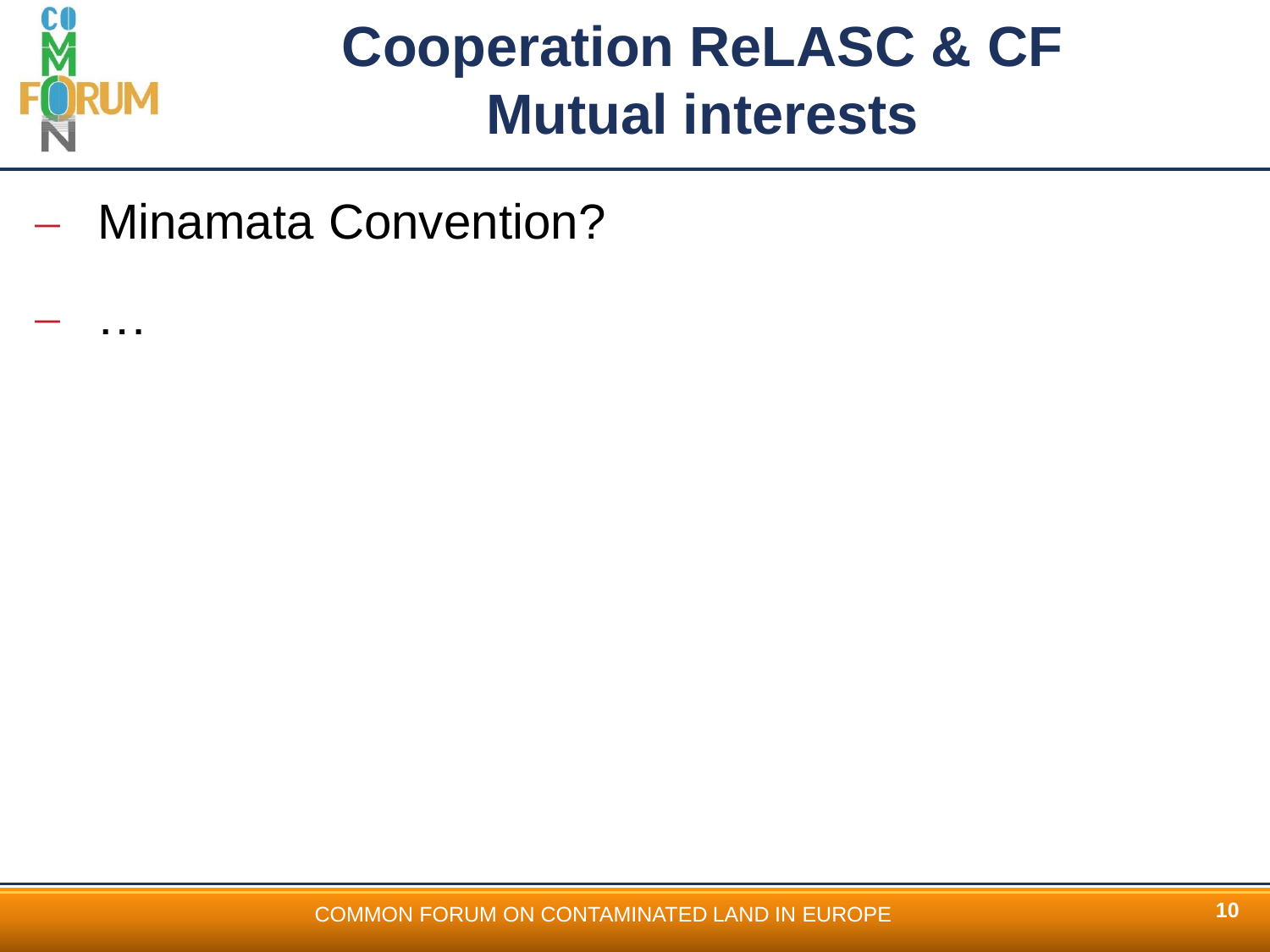# Cooperation ReLASC & CF
# Mutual interests

- Minamata Convention?
- …